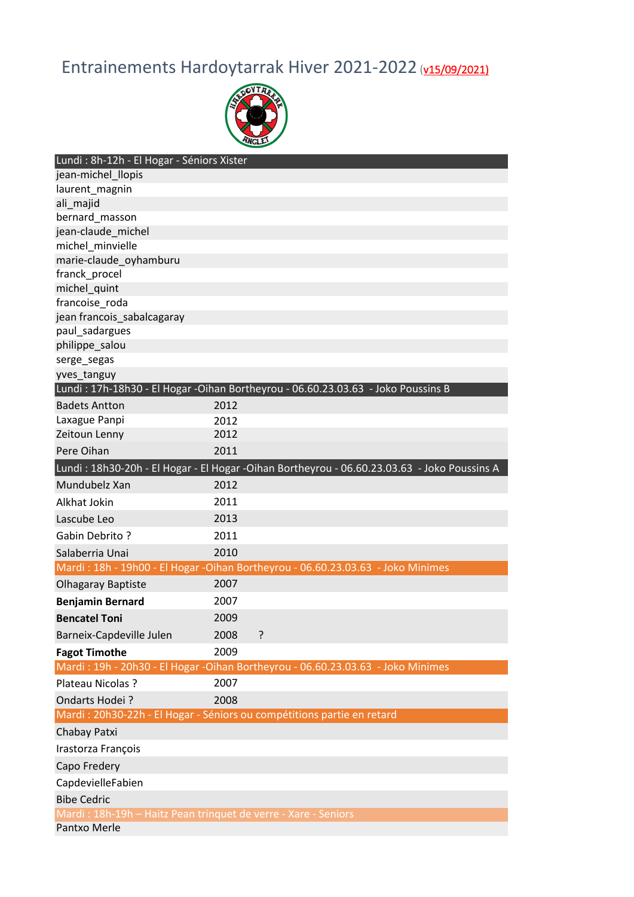# Entrainements Hardoytarrak Hiver 2021-2022 (v15/09/2021)

| Lundi : 8h-12h - El Hogar - Séniors Xister | | |
|---|---|---|
| jean-michel_llopis | | |
| laurent_magnin | | |
| ali_majid | | |
| bernard_masson | | |
| jean-claude_michel | | |
| michel_minvielle | | |
| marie-claude_oyhamburu | | |
| franck_procel | | |
| michel_quint | | |
| francoise_roda | | |
| jean francois_sabalcagaray | | |
| paul_sadargues | | |
| philippe_salou | | |
| serge_segas | | |
| yves_tanguy | | |
| **Lundi : 17h-18h30 - El Hogar -Oihan Bortheyrou - 06.60.23.03.63 - Joko Poussins B** | | |
| Badets Antton | 2012 | |
| Laxague Panpi | 2012 | |
| Zeitoun Lenny | 2012 | |
| Pere Oihan | 2011 | |
| **Lundi : 18h30-20h - El Hogar - El Hogar -Oihan Bortheyrou - 06.60.23.03.63 - Joko Poussins A** | | |
| Mundubelz Xan | 2012 | |
| Alkhat Jokin | 2011 | |
| Lascube Leo | 2013 | |
| Gabin Debrito ? | 2011 | |
| Salaberria Unai | 2010 | |
| **Mardi : 18h - 19h00 - El Hogar -Oihan Bortheyrou - 06.60.23.03.63 - Joko Minimes** | | |
| Olhagaray Baptiste | 2007 | |
| **Benjamin Bernard** | 2007 | |
| **Bencatel Toni** | 2009 | |
| Barneix-Capdeville Julen | 2008 | ? |
| **Fagot Timothe** | 2009 | |
| **Mardi : 19h - 20h30 - El Hogar -Oihan Bortheyrou - 06.60.23.03.63 - Joko Minimes** | | |
| Plateau Nicolas ? | 2007 | |
| Ondarts Hodei ? | 2008 | |
| **Mardi : 20h30-22h - El Hogar - Séniors ou compétitions partie en retard** | | |
| Chabay Patxi | | |
| Irastorza François | | |
| Capo Fredery | | |
| CapdevielleFabien | | |
| Bibe Cedric | | |
| **Mardi : 18h-19h – Haitz Pean trinquet de verre - Xare - Seniors** | | |
| Pantxo Merle | | |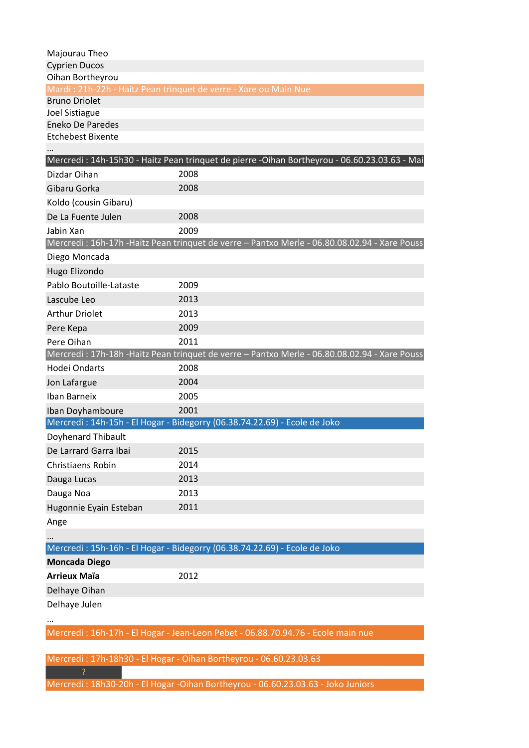Majourau Theo
Cyprien Ducos
Oihan Bortheyrou

**Mardi : 21h-22h - Haitz Pean trinquet de verre - Xare ou Main Nue**

Bruno Driolet
Joel Sistiague
Eneko De Paredes
Etchebest Bixente
…

**Mercredi : 14h-15h30 - Haitz Pean trinquet de pierre -Oihan Bortheyrou - 06.60.23.03.63 - Mai**

| | |
|---|---|
| Dizdar Oihan | 2008 |
| Gibaru Gorka | 2008 |
| Koldo (cousin Gibaru) | |
| De La Fuente Julen | 2008 |
| Jabin Xan | 2009 |

**Mercredi : 16h-17h -Haitz Pean trinquet de verre – Pantxo Merle - 06.80.08.02.94 - Xare Pouss**

| | |
|---|---|
| Diego Moncada | |
| Hugo Elizondo | |
| Pablo Boutoille-Lataste | 2009 |
| Lascube Leo | 2013 |
| Arthur Driolet | 2013 |
| Pere Kepa | 2009 |
| Pere Oihan | 2011 |

**Mercredi : 17h-18h -Haitz Pean trinquet de verre – Pantxo Merle - 06.80.08.02.94 - Xare Pouss**

| | |
|---|---|
| Hodei Ondarts | 2008 |
| Jon Lafargue | 2004 |
| Iban Barneix | 2005 |
| Iban Doyhamboure | 2001 |

**Mercredi : 14h-15h - El Hogar - Bidegorry (06.38.74.22.69) - Ecole de Joko**

| | |
|---|---|
| Doyhenard Thibault | |
| De Larrard Garra Ibai | 2015 |
| Christiaens Robin | 2014 |
| Dauga Lucas | 2013 |
| Dauga Noa | 2013 |
| Hugonnie Eyain Esteban | 2011 |
| Ange | |
| … | |

**Mercredi : 15h-16h - El Hogar - Bidegorry (06.38.74.22.69) - Ecole de Joko**

| | |
|---|---|
| **Moncada Diego** | |
| **Arrieux Maïa** | 2012 |
| Delhaye Oihan | |
| Delhaye Julen | |
| … | |

**Mercredi : 16h-17h - El Hogar - Jean-Leon Pebet - 06.88.70.94.76 - Ecole main nue**

**Mercredi : 17h-18h30 - El Hogar - Oihan Bortheyrou - 06.60.23.03.63**

?

**Mercredi : 18h30-20h - El Hogar -Oihan Bortheyrou - 06.60.23.03.63 - Joko Juniors**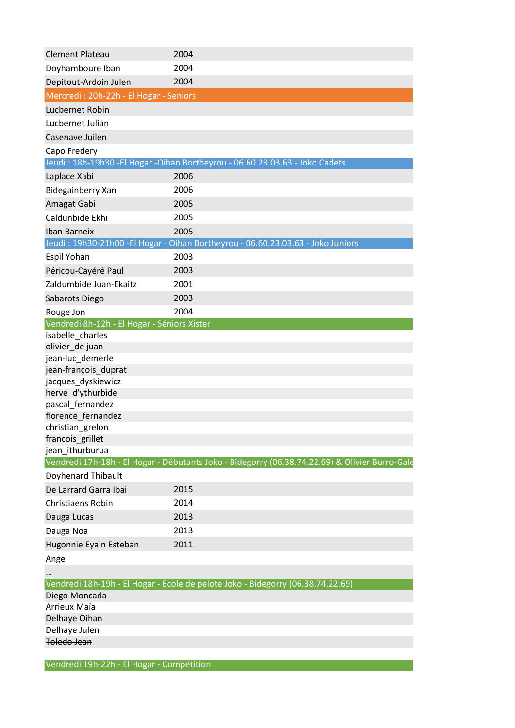| | |
|---|---|
| Clement Plateau | 2004 |
| Doyhamboure Iban | 2004 |
| Depitout-Ardoin Julen | 2004 |
| **Mercredi : 20h-22h - El Hogar - Seniors** | |
| Lucbernet Robin | |
| Lucbernet Julian | |
| Casenave Juilen | |
| Capo Fredery | |
| **Jeudi : 18h-19h30 -El Hogar -Oihan Bortheyrou - 06.60.23.03.63 - Joko Cadets** | |
| Laplace Xabi | 2006 |
| Bidegainberry Xan | 2006 |
| Amagat Gabi | 2005 |
| Caldunbide Ekhi | 2005 |
| Iban Barneix | 2005 |
| **Jeudi : 19h30-21h00 -El Hogar - Oihan Bortheyrou - 06.60.23.03.63 - Joko Juniors** | |
| Espil Yohan | 2003 |
| Péricou-Cayéré Paul | 2003 |
| Zaldumbide Juan-Ekaitz | 2001 |
| Sabarots Diego | 2003 |
| Rouge Jon | 2004 |
| **Vendredi 8h-12h - El Hogar - Séniors Xister** | |
| isabelle_charles | |
| olivier_de juan | |
| jean-luc_demerle | |
| jean-françois_duprat | |
| jacques_dyskiewicz | |
| herve_d'ythurbide | |
| pascal_fernandez | |
| florence_fernandez | |
| christian_grelon | |
| francois_grillet | |
| jean_ithurburua | |
| **Vendredi 17h-18h - El Hogar - Débutants Joko - Bidegorry (06.38.74.22.69) & Olivier Burro-Gale** | |
| Doyhenard Thibault | |
| De Larrard Garra Ibai | 2015 |
| Christiaens Robin | 2014 |
| Dauga Lucas | 2013 |
| Dauga Noa | 2013 |
| Hugonnie Eyain Esteban | 2011 |
| Ange | |
| … | |
| **Vendredi 18h-19h - El Hogar - Ecole de pelote Joko - Bidegorry (06.38.74.22.69)** | |
| Diego Moncada | |
| Arrieux Maïa | |
| Delhaye Oihan | |
| Delhaye Julen | |
| ~~Toledo Jean~~ | |
| | |
| **Vendredi 19h-22h - El Hogar - Compétition** | |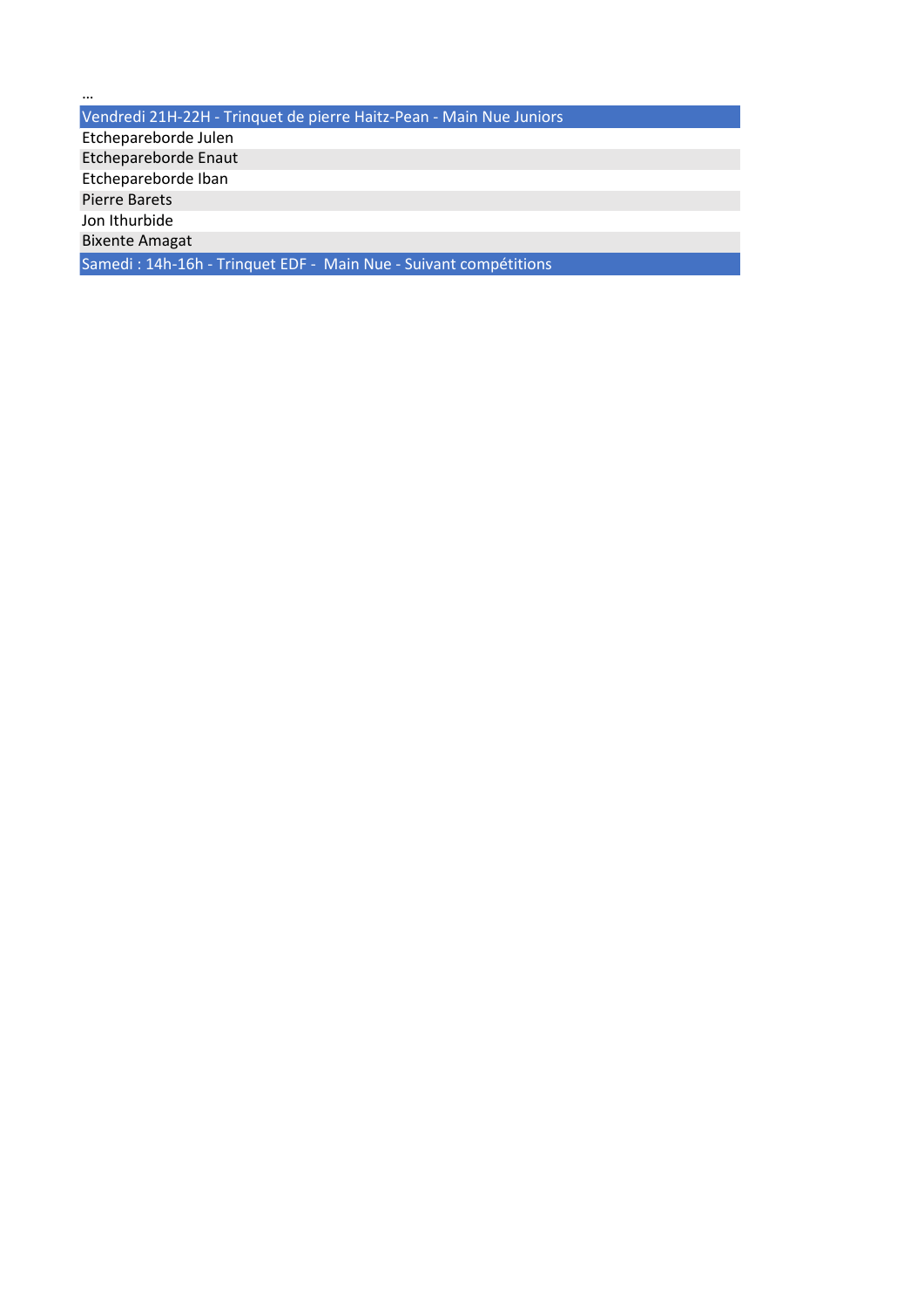...

| Vendredi 21H-22H - Trinquet de pierre Haitz-Pean - Main Nue Juniors |
|---|
| Etchepareborde Julen |
| Etchepareborde Enaut |
| Etchepareborde Iban |
| Pierre Barets |
| Jon Ithurbide |
| Bixente Amagat |

| Samedi : 14h-16h - Trinquet EDF - Main Nue - Suivant compétitions |
|---|